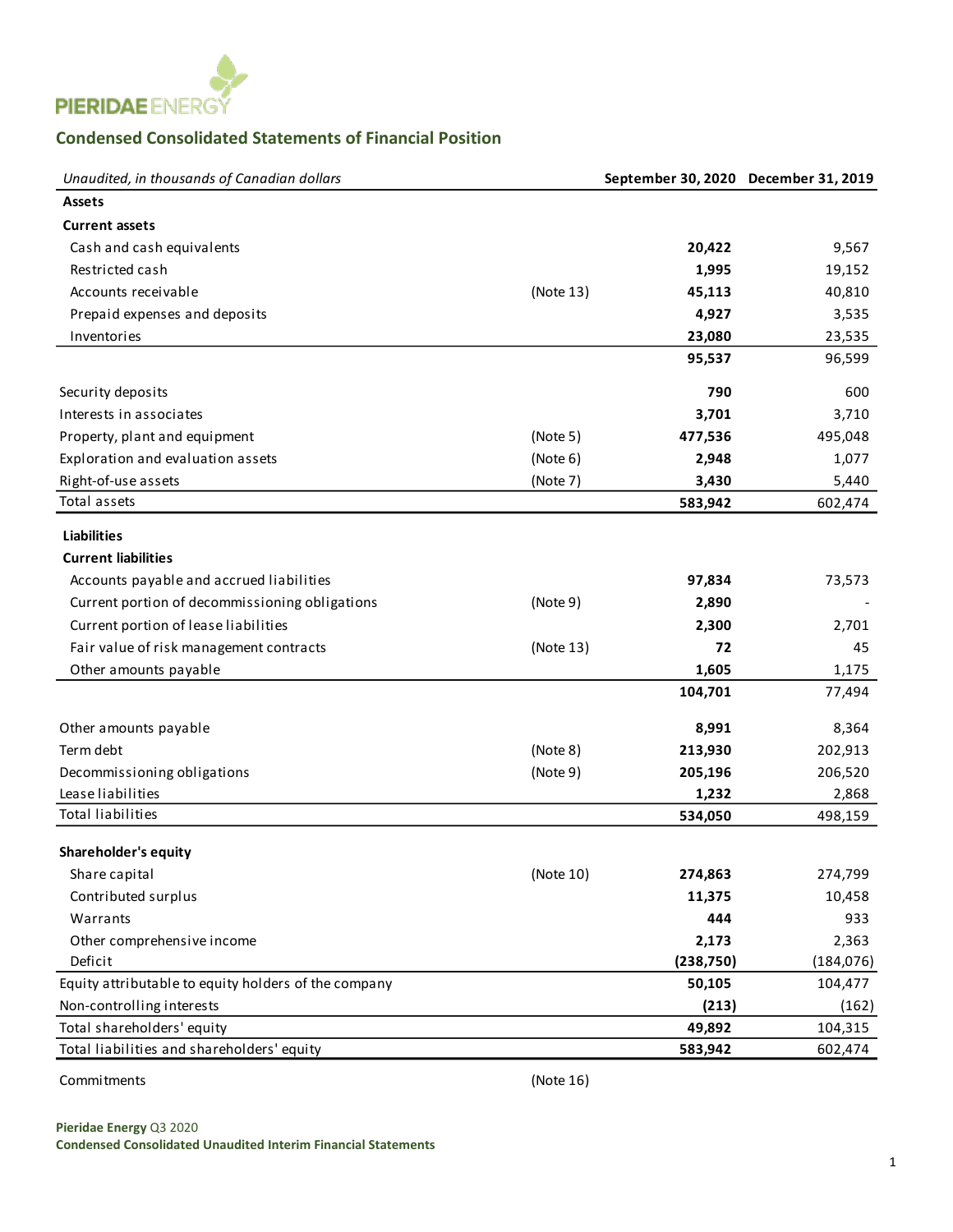PIERIDAE ENERGY

## Condensed Consolidated Statements of Financial Position

| *Unaudited, in thousands of Canadian dollars* | | September 30, 2020 | December 31, 2019 |
|---|---|---|---|
| **Assets** | | | |
| **Current assets** | | | |
| Cash and cash equivalents | | **20,422** | 9,567 |
| Restricted cash | | **1,995** | 19,152 |
| Accounts receivable | (Note 13) | **45,113** | 40,810 |
| Prepaid expenses and deposits | | **4,927** | 3,535 |
| Inventories | | **23,080** | 23,535 |
| | | **95,537** | 96,599 |
| Security deposits | | **790** | 600 |
| Interests in associates | | **3,701** | 3,710 |
| Property, plant and equipment | (Note 5) | **477,536** | 495,048 |
| Exploration and evaluation assets | (Note 6) | **2,948** | 1,077 |
| Right-of-use assets | (Note 7) | **3,430** | 5,440 |
| Total assets | | **583,942** | 602,474 |
| **Liabilities** | | | |
| **Current liabilities** | | | |
| Accounts payable and accrued liabilities | | **97,834** | 73,573 |
| Current portion of decommissioning obligations | (Note 9) | **2,890** | - |
| Current portion of lease liabilities | | **2,300** | 2,701 |
| Fair value of risk management contracts | (Note 13) | **72** | 45 |
| Other amounts payable | | **1,605** | 1,175 |
| | | **104,701** | 77,494 |
| Other amounts payable | | **8,991** | 8,364 |
| Term debt | (Note 8) | **213,930** | 202,913 |
| Decommissioning obligations | (Note 9) | **205,196** | 206,520 |
| Lease liabilities | | **1,232** | 2,868 |
| Total liabilities | | **534,050** | 498,159 |
| **Shareholder's equity** | | | |
| Share capital | (Note 10) | **274,863** | 274,799 |
| Contributed surplus | | **11,375** | 10,458 |
| Warrants | | **444** | 933 |
| Other comprehensive income | | **2,173** | 2,363 |
| Deficit | | **(238,750)** | (184,076) |
| Equity attributable to equity holders of the company | | **50,105** | 104,477 |
| Non-controlling interests | | **(213)** | (162) |
| Total shareholders' equity | | **49,892** | 104,315 |
| Total liabilities and shareholders' equity | | **583,942** | 602,474 |

Commitments (Note 16)

**Pieridae Energy** Q3 2020
**Condensed Consolidated Unaudited Interim Financial Statements**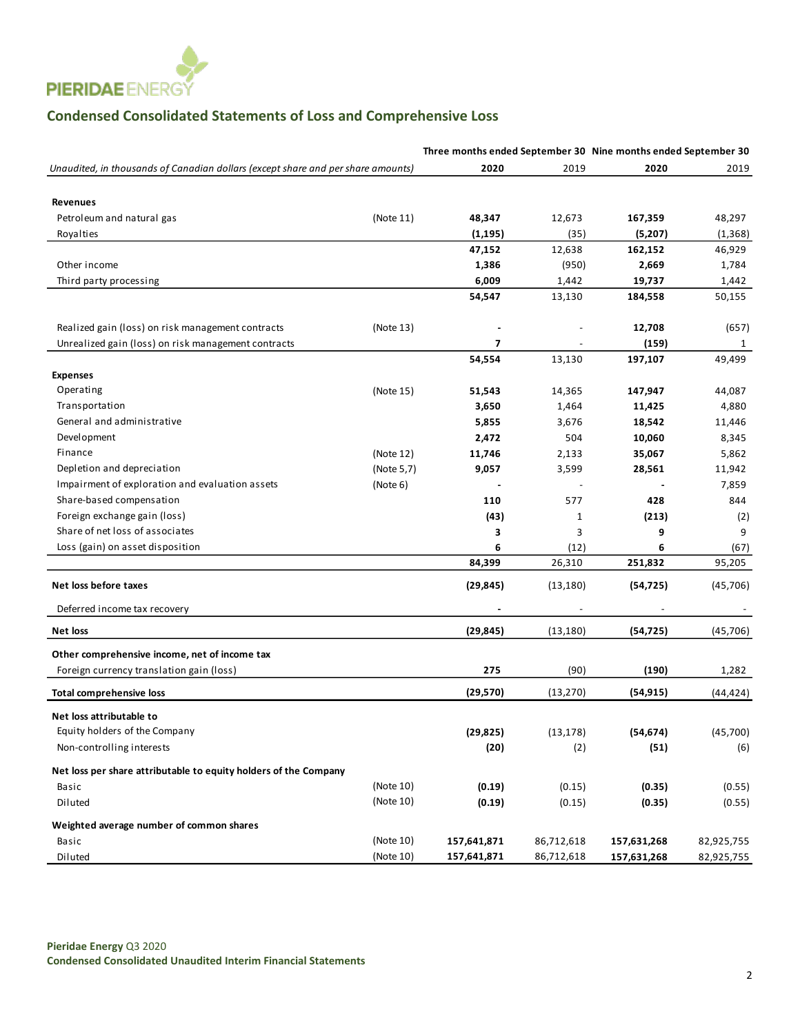# Condensed Consolidated Statements of Loss and Comprehensive Loss

| *Unaudited, in thousands of Canadian dollars (except share and per share amounts)* | | Three months ended September 30 2020 | 2019 | Nine months ended September 30 2020 | 2019 |
|---|---|---|---|---|---|
| **Revenues** | | | | | |
| Petroleum and natural gas | (Note 11) | **48,347** | 12,673 | **167,359** | 48,297 |
| Royalties | | **(1,195)** | (35) | **(5,207)** | (1,368) |
| | | **47,152** | 12,638 | **162,152** | 46,929 |
| Other income | | **1,386** | (950) | **2,669** | 1,784 |
| Third party processing | | **6,009** | 1,442 | **19,737** | 1,442 |
| | | **54,547** | 13,130 | **184,558** | 50,155 |
| Realized gain (loss) on risk management contracts | (Note 13) | **-** | - | **12,708** | (657) |
| Unrealized gain (loss) on risk management contracts | | **7** | - | **(159)** | 1 |
| | | **54,554** | 13,130 | **197,107** | 49,499 |
| **Expenses** | | | | | |
| Operating | (Note 15) | **51,543** | 14,365 | **147,947** | 44,087 |
| Transportation | | **3,650** | 1,464 | **11,425** | 4,880 |
| General and administrative | | **5,855** | 3,676 | **18,542** | 11,446 |
| Development | | **2,472** | 504 | **10,060** | 8,345 |
| Finance | (Note 12) | **11,746** | 2,133 | **35,067** | 5,862 |
| Depletion and depreciation | (Note 5,7) | **9,057** | 3,599 | **28,561** | 11,942 |
| Impairment of exploration and evaluation assets | (Note 6) | **-** | - | **-** | 7,859 |
| Share-based compensation | | **110** | 577 | **428** | 844 |
| Foreign exchange gain (loss) | | **(43)** | 1 | **(213)** | (2) |
| Share of net loss of associates | | **3** | 3 | **9** | 9 |
| Loss (gain) on asset disposition | | **6** | (12) | **6** | (67) |
| | | **84,399** | 26,310 | **251,832** | 95,205 |
| **Net loss before taxes** | | **(29,845)** | (13,180) | **(54,725)** | (45,706) |
| Deferred income tax recovery | | **-** | - | - | - |
| **Net loss** | | **(29,845)** | (13,180) | **(54,725)** | (45,706) |
| **Other comprehensive income, net of income tax** | | | | | |
| Foreign currency translation gain (loss) | | **275** | (90) | **(190)** | 1,282 |
| **Total comprehensive loss** | | **(29,570)** | (13,270) | **(54,915)** | (44,424) |
| **Net loss attributable to** | | | | | |
| Equity holders of the Company | | **(29,825)** | (13,178) | **(54,674)** | (45,700) |
| Non-controlling interests | | **(20)** | (2) | **(51)** | (6) |
| **Net loss per share attributable to equity holders of the Company** | | | | | |
| Basic | (Note 10) | **(0.19)** | (0.15) | **(0.35)** | (0.55) |
| Diluted | (Note 10) | **(0.19)** | (0.15) | **(0.35)** | (0.55) |
| **Weighted average number of common shares** | | | | | |
| Basic | (Note 10) | **157,641,871** | 86,712,618 | **157,631,268** | 82,925,755 |
| Diluted | (Note 10) | **157,641,871** | 86,712,618 | **157,631,268** | 82,925,755 |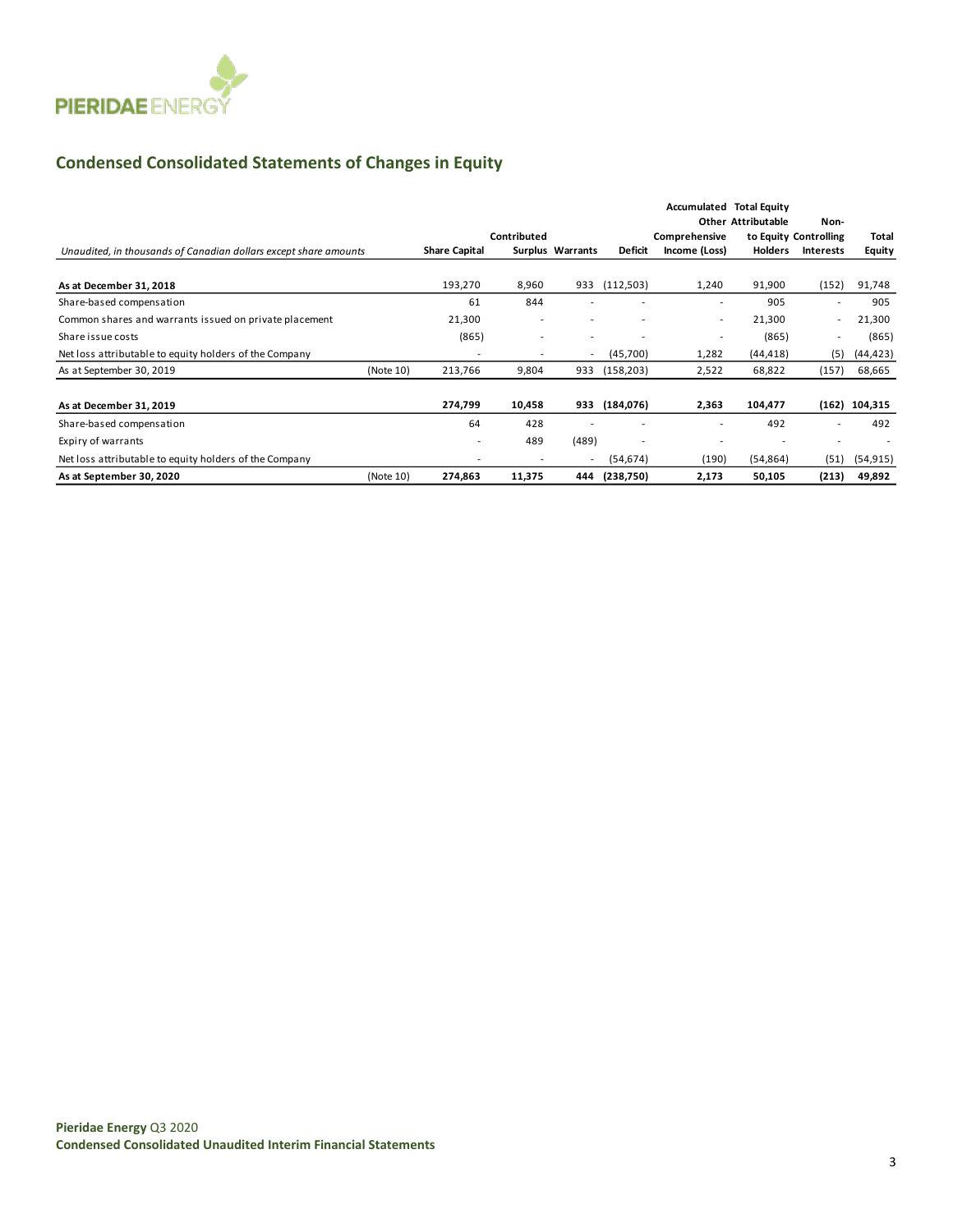## Condensed Consolidated Statements of Changes in Equity

| *Unaudited, in thousands of Canadian dollars except share amounts* | | Share Capital | Contributed Surplus | Warrants | Deficit | Accumulated Other Comprehensive Income (Loss) | Total Equity Attributable to Equity Holders | Non-Controlling Interests | Total Equity |
|---|---|---|---|---|---|---|---|---|---|
| **As at December 31, 2018** | | 193,270 | 8,960 | 933 | (112,503) | 1,240 | 91,900 | (152) | 91,748 |
| Share-based compensation | | 61 | 844 | - | - | - | 905 | - | 905 |
| Common shares and warrants issued on private placement | | 21,300 | - | - | - | - | 21,300 | - | 21,300 |
| Share issue costs | | (865) | - | - | - | - | (865) | - | (865) |
| Net loss attributable to equity holders of the Company | | - | - | - | (45,700) | 1,282 | (44,418) | (5) | (44,423) |
| As at September 30, 2019 | (Note 10) | 213,766 | 9,804 | 933 | (158,203) | 2,522 | 68,822 | (157) | 68,665 |
| | | | | | | | | | |
| **As at December 31, 2019** | | **274,799** | **10,458** | **933** | **(184,076)** | **2,363** | **104,477** | **(162)** | **104,315** |
| Share-based compensation | | 64 | 428 | - | - | - | 492 | - | 492 |
| Expiry of warrants | | - | 489 | (489) | - | - | - | - | - |
| Net loss attributable to equity holders of the Company | | - | - | - | (54,674) | (190) | (54,864) | (51) | (54,915) |
| **As at September 30, 2020** | (Note 10) | **274,863** | **11,375** | **444** | **(238,750)** | **2,173** | **50,105** | **(213)** | **49,892** |

**Pieridae Energy** Q3 2020
**Condensed Consolidated Unaudited Interim Financial Statements**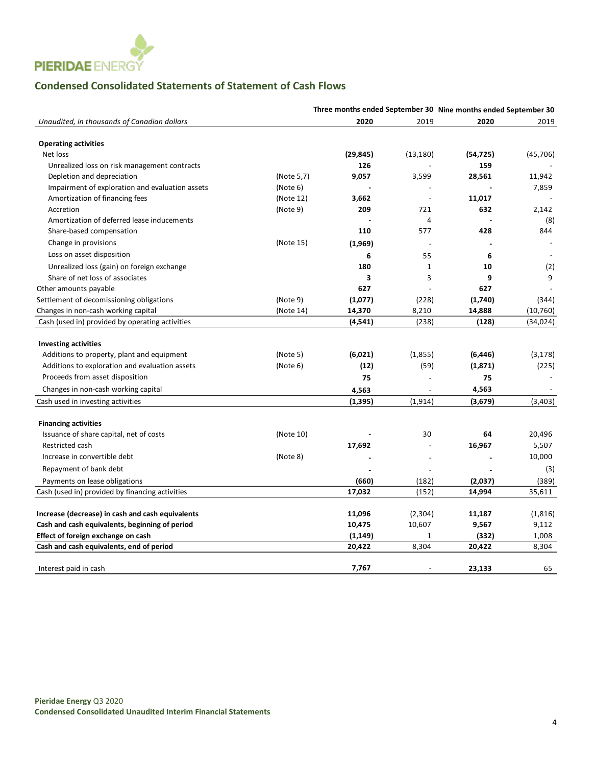## Condensed Consolidated Statements of Statement of Cash Flows

| *Unaudited, in thousands of Canadian dollars* | | Three months ended September 30 2020 | 2019 | Nine months ended September 30 2020 | 2019 |
|---|---|---|---|---|---|
| **Operating activities** | | | | | |
| Net loss | | **(29,845)** | (13,180) | **(54,725)** | (45,706) |
| Unrealized loss on risk management contracts | | **126** | - | **159** | - |
| Depletion and depreciation | (Note 5,7) | **9,057** | 3,599 | **28,561** | 11,942 |
| Impairment of exploration and evaluation assets | (Note 6) | **-** | - | **-** | 7,859 |
| Amortization of financing fees | (Note 12) | **3,662** | - | **11,017** | - |
| Accretion | (Note 9) | **209** | 721 | **632** | 2,142 |
| Amortization of deferred lease inducements | | **-** | 4 | **-** | (8) |
| Share-based compensation | | **110** | 577 | **428** | 844 |
| Change in provisions | (Note 15) | **(1,969)** | - | **-** | - |
| Loss on asset disposition | | **6** | 55 | **6** | - |
| Unrealized loss (gain) on foreign exchange | | **180** | 1 | **10** | (2) |
| Share of net loss of associates | | **3** | 3 | **9** | 9 |
| Other amounts payable | | **627** | - | **627** | - |
| Settlement of decomissioning obligations | (Note 9) | **(1,077)** | (228) | **(1,740)** | (344) |
| Changes in non-cash working capital | (Note 14) | **14,370** | 8,210 | **14,888** | (10,760) |
| Cash (used in) provided by operating activities | | **(4,541)** | (238) | **(128)** | (34,024) |
| **Investing activities** | | | | | |
| Additions to property, plant and equipment | (Note 5) | **(6,021)** | (1,855) | **(6,446)** | (3,178) |
| Additions to exploration and evaluation assets | (Note 6) | **(12)** | (59) | **(1,871)** | (225) |
| Proceeds from asset disposition | | **75** | - | **75** | - |
| Changes in non-cash working capital | | **4,563** | - | **4,563** | - |
| Cash used in investing activities | | **(1,395)** | (1,914) | **(3,679)** | (3,403) |
| **Financing activities** | | | | | |
| Issuance of share capital, net of costs | (Note 10) | **-** | 30 | **64** | 20,496 |
| Restricted cash | | **17,692** | - | **16,967** | 5,507 |
| Increase in convertible debt | (Note 8) | **-** | - | **-** | 10,000 |
| Repayment of bank debt | | **-** | - | **-** | (3) |
| Payments on lease obligations | | **(660)** | (182) | **(2,037)** | (389) |
| Cash (used in) provided by financing activities | | **17,032** | (152) | **14,994** | 35,611 |
| **Increase (decrease) in cash and cash equivalents** | | **11,096** | (2,304) | **11,187** | (1,816) |
| **Cash and cash equivalents, beginning of period** | | **10,475** | 10,607 | **9,567** | 9,112 |
| **Effect of foreign exchange on cash** | | **(1,149)** | 1 | **(332)** | 1,008 |
| **Cash and cash equivalents, end of period** | | **20,422** | 8,304 | **20,422** | 8,304 |
| Interest paid in cash | | **7,767** | - | **23,133** | 65 |

**Pieridae Energy** Q3 2020
**Condensed Consolidated Unaudited Interim Financial Statements**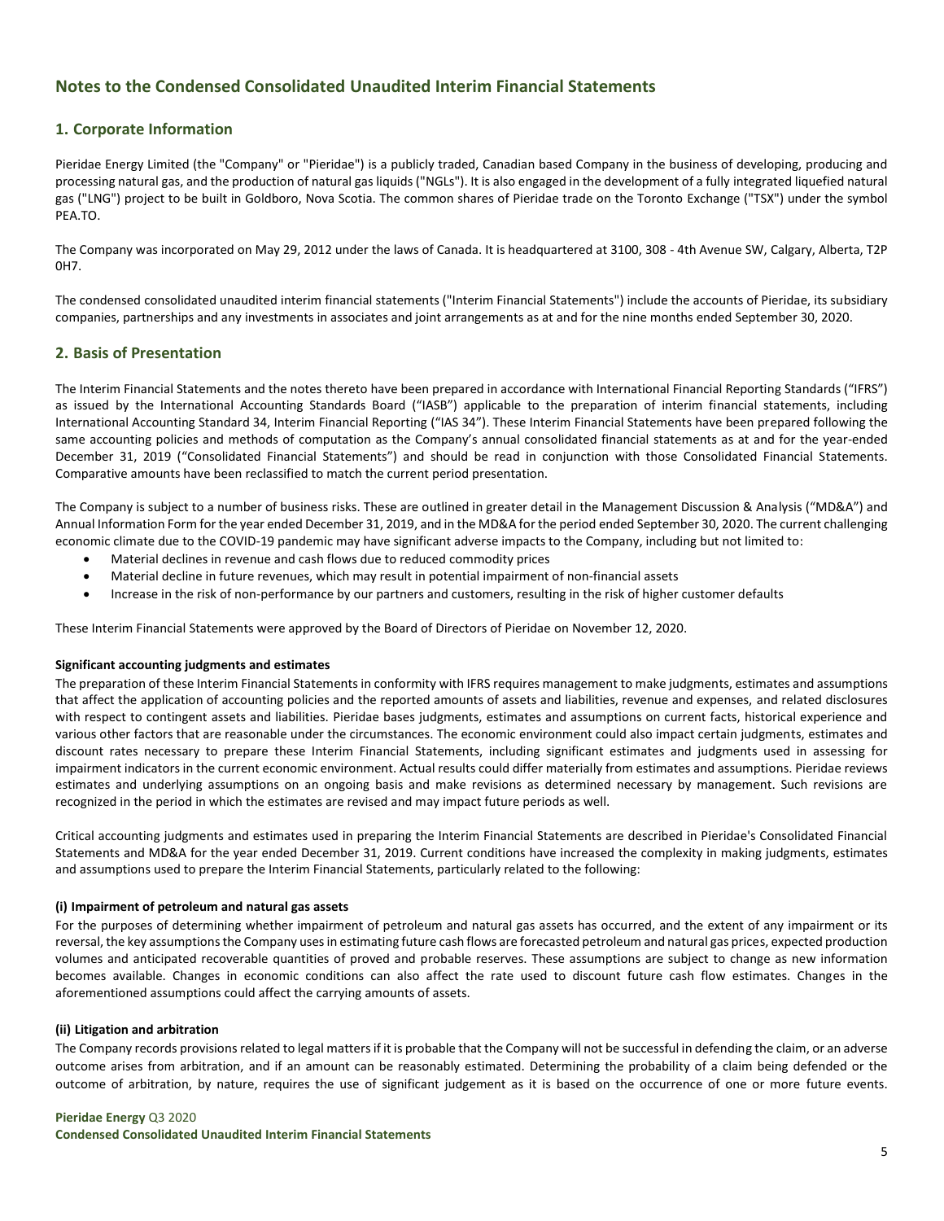# Notes to the Condensed Consolidated Unaudited Interim Financial Statements

## 1. Corporate Information

Pieridae Energy Limited (the "Company" or "Pieridae") is a publicly traded, Canadian based Company in the business of developing, producing and processing natural gas, and the production of natural gas liquids ("NGLs"). It is also engaged in the development of a fully integrated liquefied natural gas ("LNG") project to be built in Goldboro, Nova Scotia. The common shares of Pieridae trade on the Toronto Exchange ("TSX") under the symbol PEA.TO.

The Company was incorporated on May 29, 2012 under the laws of Canada. It is headquartered at 3100, 308 - 4th Avenue SW, Calgary, Alberta, T2P 0H7.

The condensed consolidated unaudited interim financial statements ("Interim Financial Statements") include the accounts of Pieridae, its subsidiary companies, partnerships and any investments in associates and joint arrangements as at and for the nine months ended September 30, 2020.

## 2. Basis of Presentation

The Interim Financial Statements and the notes thereto have been prepared in accordance with International Financial Reporting Standards ("IFRS") as issued by the International Accounting Standards Board ("IASB") applicable to the preparation of interim financial statements, including International Accounting Standard 34, Interim Financial Reporting ("IAS 34"). These Interim Financial Statements have been prepared following the same accounting policies and methods of computation as the Company's annual consolidated financial statements as at and for the year-ended December 31, 2019 ("Consolidated Financial Statements") and should be read in conjunction with those Consolidated Financial Statements. Comparative amounts have been reclassified to match the current period presentation.

The Company is subject to a number of business risks. These are outlined in greater detail in the Management Discussion & Analysis ("MD&A") and Annual Information Form for the year ended December 31, 2019, and in the MD&A for the period ended September 30, 2020. The current challenging economic climate due to the COVID-19 pandemic may have significant adverse impacts to the Company, including but not limited to:

- Material declines in revenue and cash flows due to reduced commodity prices
- Material decline in future revenues, which may result in potential impairment of non-financial assets
- Increase in the risk of non-performance by our partners and customers, resulting in the risk of higher customer defaults

These Interim Financial Statements were approved by the Board of Directors of Pieridae on November 12, 2020.

**Significant accounting judgments and estimates**

The preparation of these Interim Financial Statements in conformity with IFRS requires management to make judgments, estimates and assumptions that affect the application of accounting policies and the reported amounts of assets and liabilities, revenue and expenses, and related disclosures with respect to contingent assets and liabilities. Pieridae bases judgments, estimates and assumptions on current facts, historical experience and various other factors that are reasonable under the circumstances. The economic environment could also impact certain judgments, estimates and discount rates necessary to prepare these Interim Financial Statements, including significant estimates and judgments used in assessing for impairment indicators in the current economic environment. Actual results could differ materially from estimates and assumptions. Pieridae reviews estimates and underlying assumptions on an ongoing basis and make revisions as determined necessary by management. Such revisions are recognized in the period in which the estimates are revised and may impact future periods as well.

Critical accounting judgments and estimates used in preparing the Interim Financial Statements are described in Pieridae's Consolidated Financial Statements and MD&A for the year ended December 31, 2019. Current conditions have increased the complexity in making judgments, estimates and assumptions used to prepare the Interim Financial Statements, particularly related to the following:

**(i) Impairment of petroleum and natural gas assets**

For the purposes of determining whether impairment of petroleum and natural gas assets has occurred, and the extent of any impairment or its reversal, the key assumptions the Company uses in estimating future cash flows are forecasted petroleum and natural gas prices, expected production volumes and anticipated recoverable quantities of proved and probable reserves. These assumptions are subject to change as new information becomes available. Changes in economic conditions can also affect the rate used to discount future cash flow estimates. Changes in the aforementioned assumptions could affect the carrying amounts of assets.

**(ii) Litigation and arbitration**

The Company records provisions related to legal matters if it is probable that the Company will not be successful in defending the claim, or an adverse outcome arises from arbitration, and if an amount can be reasonably estimated. Determining the probability of a claim being defended or the outcome of arbitration, by nature, requires the use of significant judgement as it is based on the occurrence of one or more future events.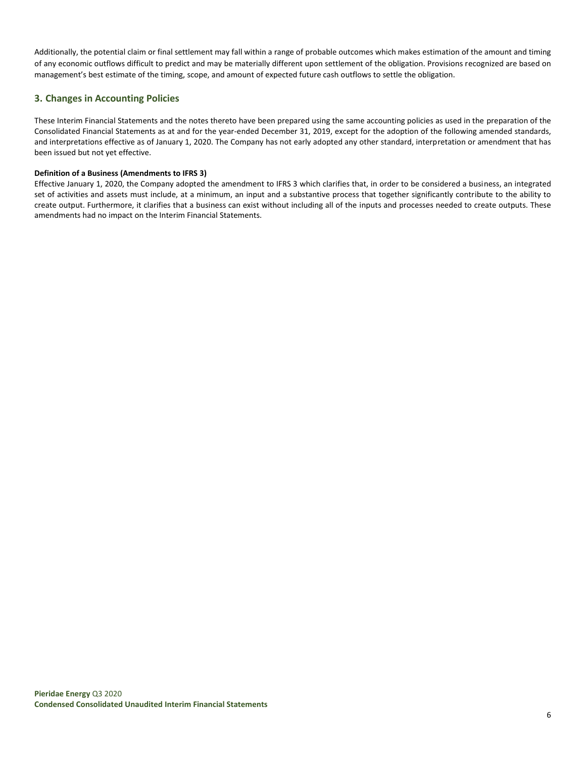Additionally, the potential claim or final settlement may fall within a range of probable outcomes which makes estimation of the amount and timing of any economic outflows difficult to predict and may be materially different upon settlement of the obligation. Provisions recognized are based on management's best estimate of the timing, scope, and amount of expected future cash outflows to settle the obligation.

## 3. Changes in Accounting Policies

These Interim Financial Statements and the notes thereto have been prepared using the same accounting policies as used in the preparation of the Consolidated Financial Statements as at and for the year-ended December 31, 2019, except for the adoption of the following amended standards, and interpretations effective as of January 1, 2020. The Company has not early adopted any other standard, interpretation or amendment that has been issued but not yet effective.

**Definition of a Business (Amendments to IFRS 3)**

Effective January 1, 2020, the Company adopted the amendment to IFRS 3 which clarifies that, in order to be considered a business, an integrated set of activities and assets must include, at a minimum, an input and a substantive process that together significantly contribute to the ability to create output. Furthermore, it clarifies that a business can exist without including all of the inputs and processes needed to create outputs. These amendments had no impact on the Interim Financial Statements.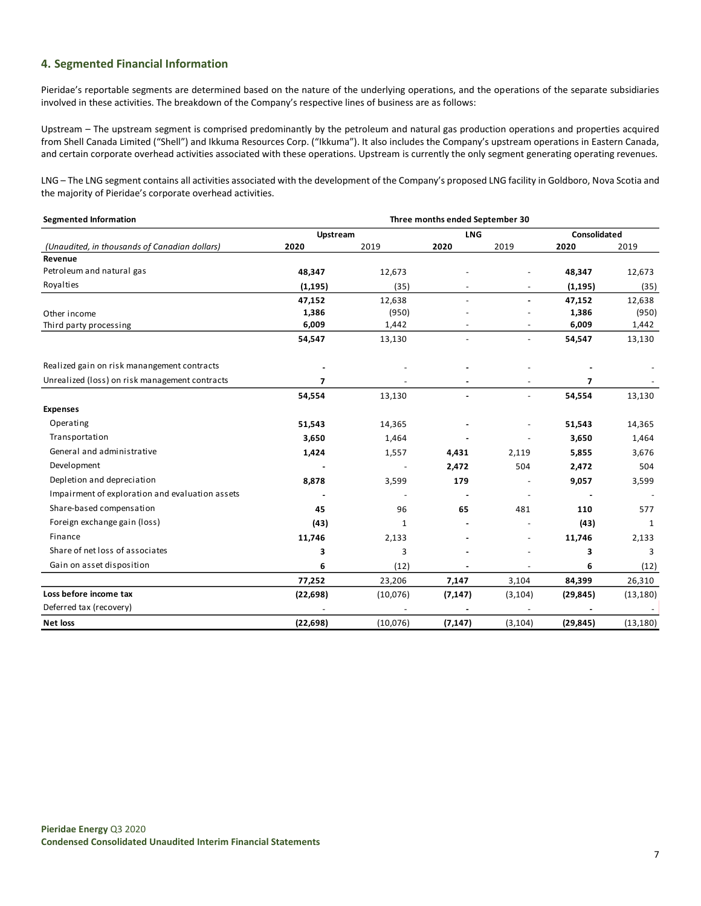## 4. Segmented Financial Information

Pieridae's reportable segments are determined based on the nature of the underlying operations, and the operations of the separate subsidiaries involved in these activities. The breakdown of the Company's respective lines of business are as follows:

Upstream – The upstream segment is comprised predominantly by the petroleum and natural gas production operations and properties acquired from Shell Canada Limited ("Shell") and Ikkuma Resources Corp. ("Ikkuma"). It also includes the Company's upstream operations in Eastern Canada, and certain corporate overhead activities associated with these operations. Upstream is currently the only segment generating operating revenues.

LNG – The LNG segment contains all activities associated with the development of the Company's proposed LNG facility in Goldboro, Nova Scotia and the majority of Pieridae's corporate overhead activities.

| **Segmented Information** | Three months ended September 30 | | | | | |
|---|---|---|---|---|---|---|
| | **Upstream** | | **LNG** | | **Consolidated** | |
| *(Unaudited, in thousands of Canadian dollars)* | **2020** | 2019 | **2020** | 2019 | **2020** | 2019 |
| **Revenue** | | | | | | |
| Petroleum and natural gas | **48,347** | 12,673 | - | - | **48,347** | 12,673 |
| Royalties | **(1,195)** | (35) | - | - | **(1,195)** | (35) |
| | **47,152** | 12,638 | - | - | **47,152** | 12,638 |
| Other income | **1,386** | (950) | - | - | **1,386** | (950) |
| Third party processing | **6,009** | 1,442 | - | - | **6,009** | 1,442 |
| | **54,547** | 13,130 | - | - | **54,547** | 13,130 |
| Realized gain on risk manangement contracts | **-** | - | **-** | - | **-** | - |
| Unrealized (loss) on risk management contracts | **7** | - | **-** | - | **7** | - |
| | **54,554** | 13,130 | **-** | - | **54,554** | 13,130 |
| **Expenses** | | | | | | |
| Operating | **51,543** | 14,365 | **-** | - | **51,543** | 14,365 |
| Transportation | **3,650** | 1,464 | **-** | - | **3,650** | 1,464 |
| General and administrative | **1,424** | 1,557 | **4,431** | 2,119 | **5,855** | 3,676 |
| Development | **-** | - | **2,472** | 504 | **2,472** | 504 |
| Depletion and depreciation | **8,878** | 3,599 | **179** | - | **9,057** | 3,599 |
| Impairment of exploration and evaluation assets | **-** | - | **-** | - | **-** | - |
| Share-based compensation | **45** | 96 | **65** | 481 | **110** | 577 |
| Foreign exchange gain (loss) | **(43)** | 1 | **-** | - | **(43)** | 1 |
| Finance | **11,746** | 2,133 | **-** | - | **11,746** | 2,133 |
| Share of net loss of associates | **3** | 3 | **-** | - | **3** | 3 |
| Gain on asset disposition | **6** | (12) | **-** | - | **6** | (12) |
| | **77,252** | 23,206 | **7,147** | 3,104 | **84,399** | 26,310 |
| **Loss before income tax** | **(22,698)** | (10,076) | **(7,147)** | (3,104) | **(29,845)** | (13,180) |
| Deferred tax (recovery) | - | - | **-** | - | **-** | - |
| **Net loss** | **(22,698)** | (10,076) | **(7,147)** | (3,104) | **(29,845)** | (13,180) |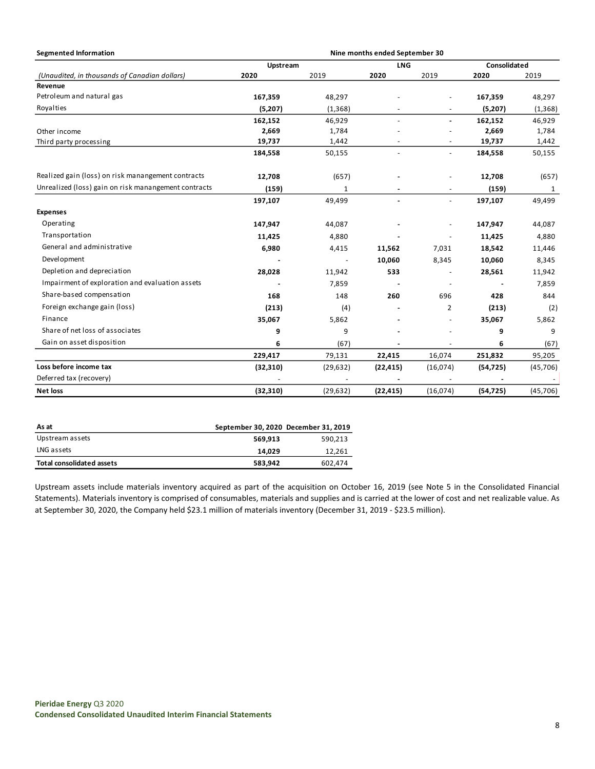**Segmented Information**

| | Nine months ended September 30 | | | | | |
|---|---|---|---|---|---|---|
| | Upstream | | LNG | | Consolidated | |
| *(Unaudited, in thousands of Canadian dollars)* | **2020** | 2019 | **2020** | 2019 | **2020** | 2019 |
| **Revenue** | | | | | | |
| Petroleum and natural gas | **167,359** | 48,297 | - | - | **167,359** | 48,297 |
| Royalties | **(5,207)** | (1,368) | - | - | **(5,207)** | (1,368) |
| | **162,152** | 46,929 | - | **-** | **162,152** | 46,929 |
| Other income | **2,669** | 1,784 | - | - | **2,669** | 1,784 |
| Third party processing | **19,737** | 1,442 | - | - | **19,737** | 1,442 |
| | **184,558** | 50,155 | - | - | **184,558** | 50,155 |
| Realized gain (loss) on risk manangement contracts | **12,708** | (657) | **-** | - | **12,708** | (657) |
| Unrealized (loss) gain on risk manangement contracts | **(159)** | 1 | **-** | - | **(159)** | 1 |
| | **197,107** | 49,499 | **-** | - | **197,107** | 49,499 |
| **Expenses** | | | | | | |
| Operating | **147,947** | 44,087 | **-** | - | **147,947** | 44,087 |
| Transportation | **11,425** | 4,880 | **-** | - | **11,425** | 4,880 |
| General and administrative | **6,980** | 4,415 | **11,562** | 7,031 | **18,542** | 11,446 |
| Development | **-** | - | **10,060** | 8,345 | **10,060** | 8,345 |
| Depletion and depreciation | **28,028** | 11,942 | **533** | - | **28,561** | 11,942 |
| Impairment of exploration and evaluation assets | **-** | 7,859 | **-** | - | **-** | 7,859 |
| Share-based compensation | **168** | 148 | **260** | 696 | **428** | 844 |
| Foreign exchange gain (loss) | **(213)** | (4) | **-** | 2 | **(213)** | (2) |
| Finance | **35,067** | 5,862 | **-** | - | **35,067** | 5,862 |
| Share of net loss of associates | **9** | 9 | **-** | - | **9** | 9 |
| Gain on asset disposition | **6** | (67) | **-** | - | **6** | (67) |
| | **229,417** | 79,131 | **22,415** | 16,074 | **251,832** | 95,205 |
| **Loss before income tax** | **(32,310)** | (29,632) | **(22,415)** | (16,074) | **(54,725)** | (45,706) |
| Deferred tax (recovery) | - | - | **-** | - | **-** | - |
| **Net loss** | **(32,310)** | (29,632) | **(22,415)** | (16,074) | **(54,725)** | (45,706) |

| **As at** | **September 30, 2020** | **December 31, 2019** |
|---|---|---|
| Upstream assets | **569,913** | 590,213 |
| LNG assets | **14,029** | 12,261 |
| **Total consolidated assets** | **583,942** | 602,474 |

Upstream assets include materials inventory acquired as part of the acquisition on October 16, 2019 (see Note 5 in the Consolidated Financial Statements). Materials inventory is comprised of consumables, materials and supplies and is carried at the lower of cost and net realizable value. As at September 30, 2020, the Company held $23.1 million of materials inventory (December 31, 2019 - $23.5 million).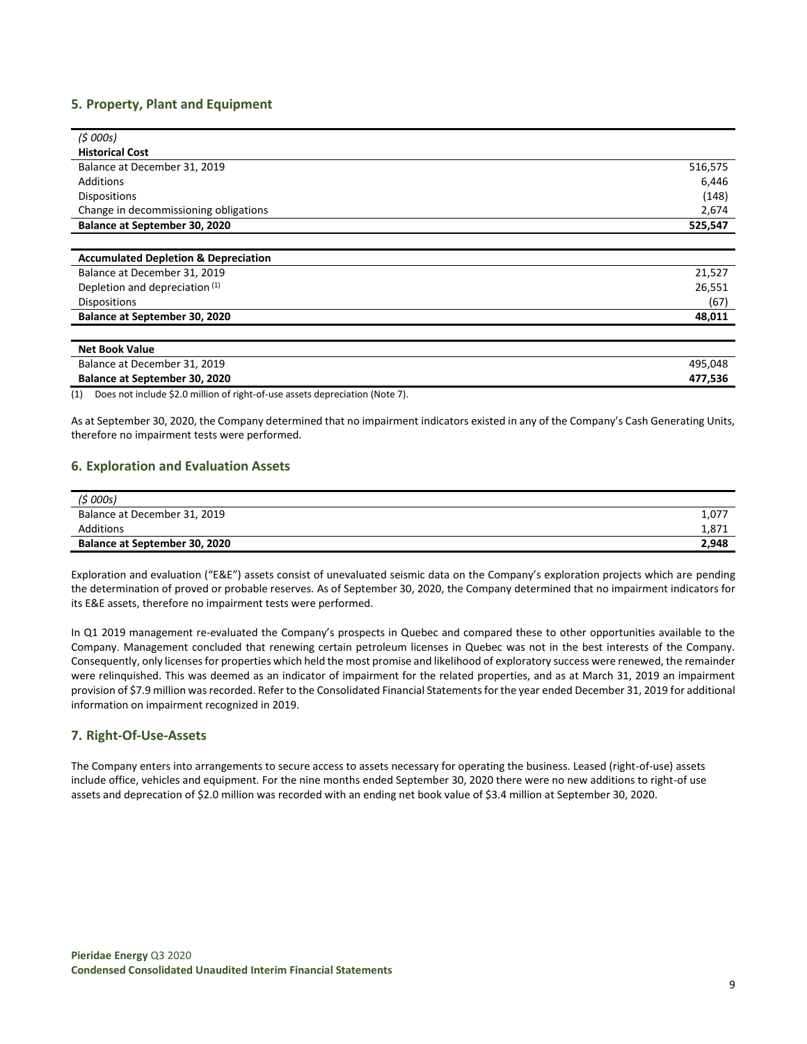## 5. Property, Plant and Equipment

| *($ 000s)* | |
|---|---|
| **Historical Cost** | |
| Balance at December 31, 2019 | 516,575 |
| Additions | 6,446 |
| Dispositions | (148) |
| Change in decommissioning obligations | 2,674 |
| **Balance at September 30, 2020** | **525,547** |
| | |
| **Accumulated Depletion & Depreciation** | |
| Balance at December 31, 2019 | 21,527 |
| Depletion and depreciation (1) | 26,551 |
| Dispositions | (67) |
| **Balance at September 30, 2020** | **48,011** |
| | |
| **Net Book Value** | |
| Balance at December 31, 2019 | 495,048 |
| **Balance at September 30, 2020** | **477,536** |

(1) Does not include $2.0 million of right-of-use assets depreciation (Note 7).

As at September 30, 2020, the Company determined that no impairment indicators existed in any of the Company's Cash Generating Units, therefore no impairment tests were performed.

## 6. Exploration and Evaluation Assets

| *($ 000s)* | |
|---|---|
| Balance at December 31, 2019 | 1,077 |
| Additions | 1,871 |
| **Balance at September 30, 2020** | **2,948** |

Exploration and evaluation ("E&E") assets consist of unevaluated seismic data on the Company's exploration projects which are pending the determination of proved or probable reserves. As of September 30, 2020, the Company determined that no impairment indicators for its E&E assets, therefore no impairment tests were performed.

In Q1 2019 management re-evaluated the Company's prospects in Quebec and compared these to other opportunities available to the Company. Management concluded that renewing certain petroleum licenses in Quebec was not in the best interests of the Company. Consequently, only licenses for properties which held the most promise and likelihood of exploratory success were renewed, the remainder were relinquished. This was deemed as an indicator of impairment for the related properties, and as at March 31, 2019 an impairment provision of $7.9 million was recorded. Refer to the Consolidated Financial Statements for the year ended December 31, 2019 for additional information on impairment recognized in 2019.

## 7. Right-Of-Use-Assets

The Company enters into arrangements to secure access to assets necessary for operating the business. Leased (right-of-use) assets include office, vehicles and equipment. For the nine months ended September 30, 2020 there were no new additions to right-of use assets and deprecation of $2.0 million was recorded with an ending net book value of $3.4 million at September 30, 2020.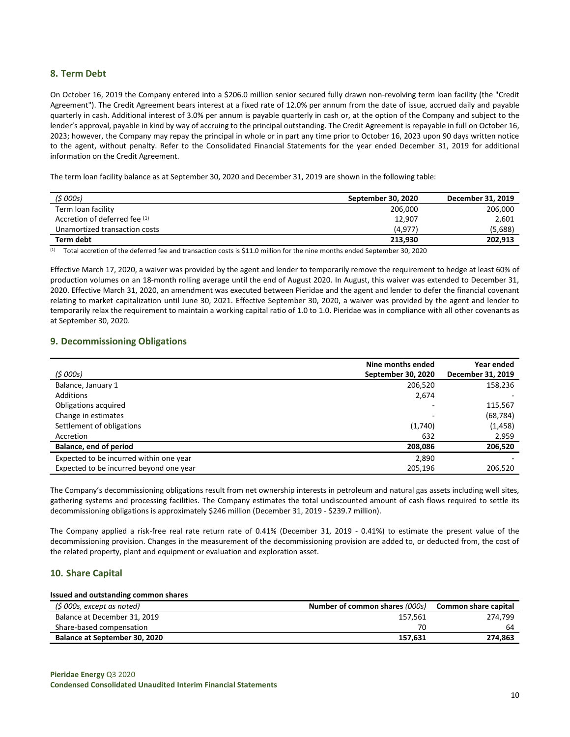## 8. Term Debt

On October 16, 2019 the Company entered into a $206.0 million senior secured fully drawn non-revolving term loan facility (the "Credit Agreement"). The Credit Agreement bears interest at a fixed rate of 12.0% per annum from the date of issue, accrued daily and payable quarterly in cash. Additional interest of 3.0% per annum is payable quarterly in cash or, at the option of the Company and subject to the lender's approval, payable in kind by way of accruing to the principal outstanding. The Credit Agreement is repayable in full on October 16, 2023; however, the Company may repay the principal in whole or in part any time prior to October 16, 2023 upon 90 days written notice to the agent, without penalty. Refer to the Consolidated Financial Statements for the year ended December 31, 2019 for additional information on the Credit Agreement.

The term loan facility balance as at September 30, 2020 and December 31, 2019 are shown in the following table:

| *($ 000s)* | **September 30, 2020** | **December 31, 2019** |
|---|---|---|
| Term loan facility | 206,000 | 206,000 |
| Accretion of deferred fee [(1)] | 12,907 | 2,601 |
| Unamortized transaction costs | (4,977) | (5,688) |
| **Term debt** | **213,930** | **202,913** |

[(1)] Total accretion of the deferred fee and transaction costs is $11.0 million for the nine months ended September 30, 2020

Effective March 17, 2020, a waiver was provided by the agent and lender to temporarily remove the requirement to hedge at least 60% of production volumes on an 18-month rolling average until the end of August 2020. In August, this waiver was extended to December 31, 2020. Effective March 31, 2020, an amendment was executed between Pieridae and the agent and lender to defer the financial covenant relating to market capitalization until June 30, 2021. Effective September 30, 2020, a waiver was provided by the agent and lender to temporarily relax the requirement to maintain a working capital ratio of 1.0 to 1.0. Pieridae was in compliance with all other covenants as at September 30, 2020.

## 9. Decommissioning Obligations

| *($ 000s)* | **Nine months ended September 30, 2020** | **Year ended December 31, 2019** |
|---|---|---|
| Balance, January 1 | 206,520 | 158,236 |
| Additions | 2,674 | - |
| Obligations acquired | - | 115,567 |
| Change in estimates | - | (68,784) |
| Settlement of obligations | (1,740) | (1,458) |
| Accretion | 632 | 2,959 |
| **Balance, end of period** | **208,086** | **206,520** |
| Expected to be incurred within one year | 2,890 | - |
| Expected to be incurred beyond one year | 205,196 | 206,520 |

The Company's decommissioning obligations result from net ownership interests in petroleum and natural gas assets including well sites, gathering systems and processing facilities. The Company estimates the total undiscounted amount of cash flows required to settle its decommissioning obligations is approximately $246 million (December 31, 2019 - $239.7 million).

The Company applied a risk-free real rate return rate of 0.41% (December 31, 2019 - 0.41%) to estimate the present value of the decommissioning provision. Changes in the measurement of the decommissioning provision are added to, or deducted from, the cost of the related property, plant and equipment or evaluation and exploration asset.

## 10. Share Capital

**Issued and outstanding common shares**

| *($ 000s, except as noted)* | **Number of common shares** *(000s)* | **Common share capital** |
|---|---|---|
| Balance at December 31, 2019 | 157,561 | 274,799 |
| Share-based compensation | 70 | 64 |
| **Balance at September 30, 2020** | **157,631** | **274,863** |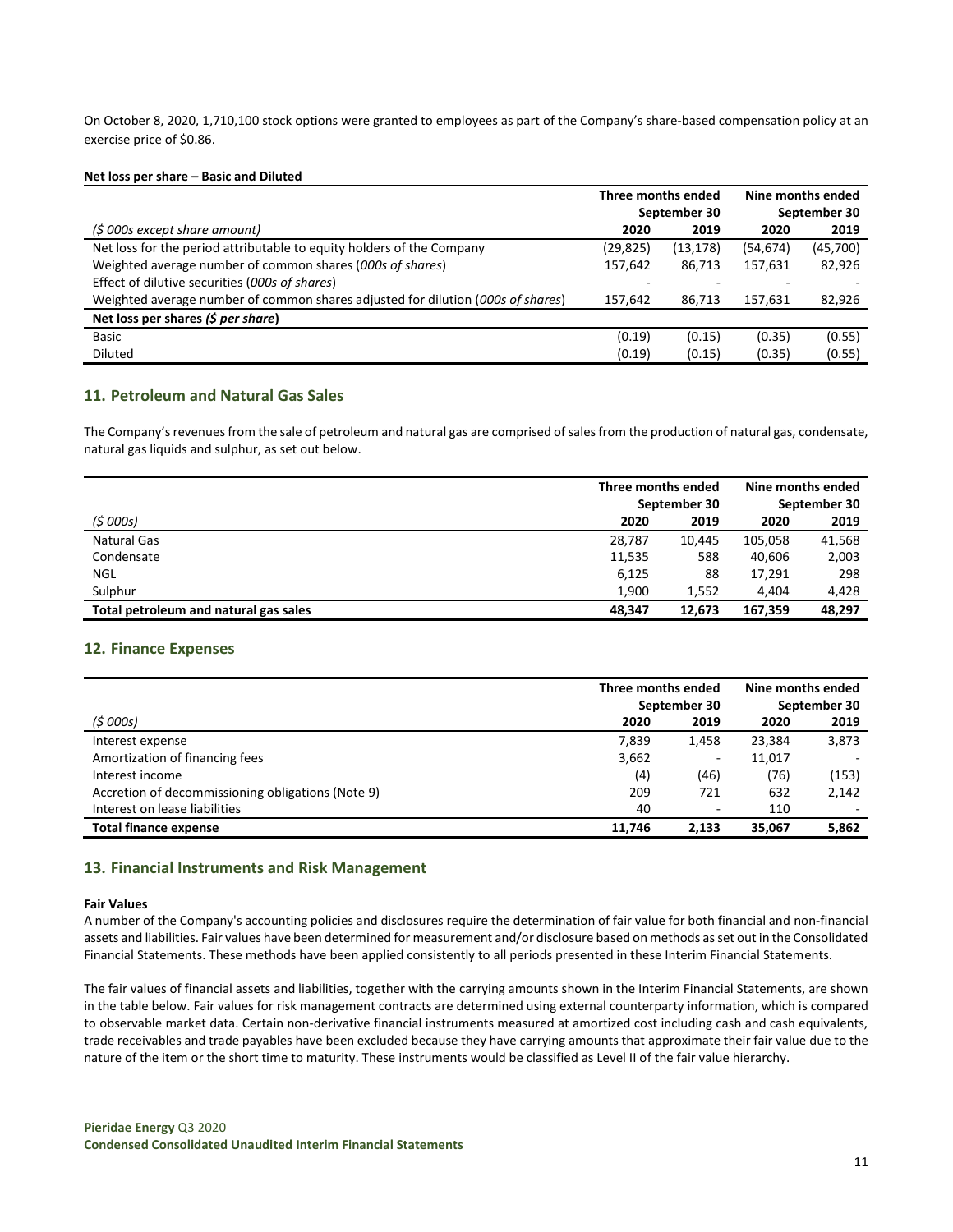On October 8, 2020, 1,710,100 stock options were granted to employees as part of the Company's share-based compensation policy at an exercise price of $0.86.

**Net loss per share – Basic and Diluted**

| | Three months ended September 30 | | Nine months ended September 30 | |
|---|---|---|---|---|
| *($ 000s except share amount)* | **2020** | **2019** | **2020** | **2019** |
| Net loss for the period attributable to equity holders of the Company | (29,825) | (13,178) | (54,674) | (45,700) |
| Weighted average number of common shares (*000s of shares*) | 157,642 | 86,713 | 157,631 | 82,926 |
| Effect of dilutive securities (*000s of shares*) | - | - | - | - |
| Weighted average number of common shares adjusted for dilution (*000s of shares*) | 157,642 | 86,713 | 157,631 | 82,926 |
| **Net loss per shares *($ per share)*** | | | | |
| Basic | (0.19) | (0.15) | (0.35) | (0.55) |
| Diluted | (0.19) | (0.15) | (0.35) | (0.55) |

## 11. Petroleum and Natural Gas Sales

The Company's revenues from the sale of petroleum and natural gas are comprised of sales from the production of natural gas, condensate, natural gas liquids and sulphur, as set out below.

| | Three months ended September 30 | | Nine months ended September 30 | |
|---|---|---|---|---|
| *($ 000s)* | **2020** | **2019** | **2020** | **2019** |
| Natural Gas | 28,787 | 10,445 | 105,058 | 41,568 |
| Condensate | 11,535 | 588 | 40,606 | 2,003 |
| NGL | 6,125 | 88 | 17,291 | 298 |
| Sulphur | 1,900 | 1,552 | 4,404 | 4,428 |
| **Total petroleum and natural gas sales** | **48,347** | **12,673** | **167,359** | **48,297** |

## 12. Finance Expenses

| | Three months ended September 30 | | Nine months ended September 30 | |
|---|---|---|---|---|
| *($ 000s)* | **2020** | **2019** | **2020** | **2019** |
| Interest expense | 7,839 | 1,458 | 23,384 | 3,873 |
| Amortization of financing fees | 3,662 | - | 11,017 | - |
| Interest income | (4) | (46) | (76) | (153) |
| Accretion of decommissioning obligations (Note 9) | 209 | 721 | 632 | 2,142 |
| Interest on lease liabilities | 40 | - | 110 | - |
| **Total finance expense** | **11,746** | **2,133** | **35,067** | **5,862** |

## 13. Financial Instruments and Risk Management

**Fair Values**

A number of the Company's accounting policies and disclosures require the determination of fair value for both financial and non-financial assets and liabilities. Fair values have been determined for measurement and/or disclosure based on methods as set out in the Consolidated Financial Statements. These methods have been applied consistently to all periods presented in these Interim Financial Statements.

The fair values of financial assets and liabilities, together with the carrying amounts shown in the Interim Financial Statements, are shown in the table below. Fair values for risk management contracts are determined using external counterparty information, which is compared to observable market data. Certain non-derivative financial instruments measured at amortized cost including cash and cash equivalents, trade receivables and trade payables have been excluded because they have carrying amounts that approximate their fair value due to the nature of the item or the short time to maturity. These instruments would be classified as Level II of the fair value hierarchy.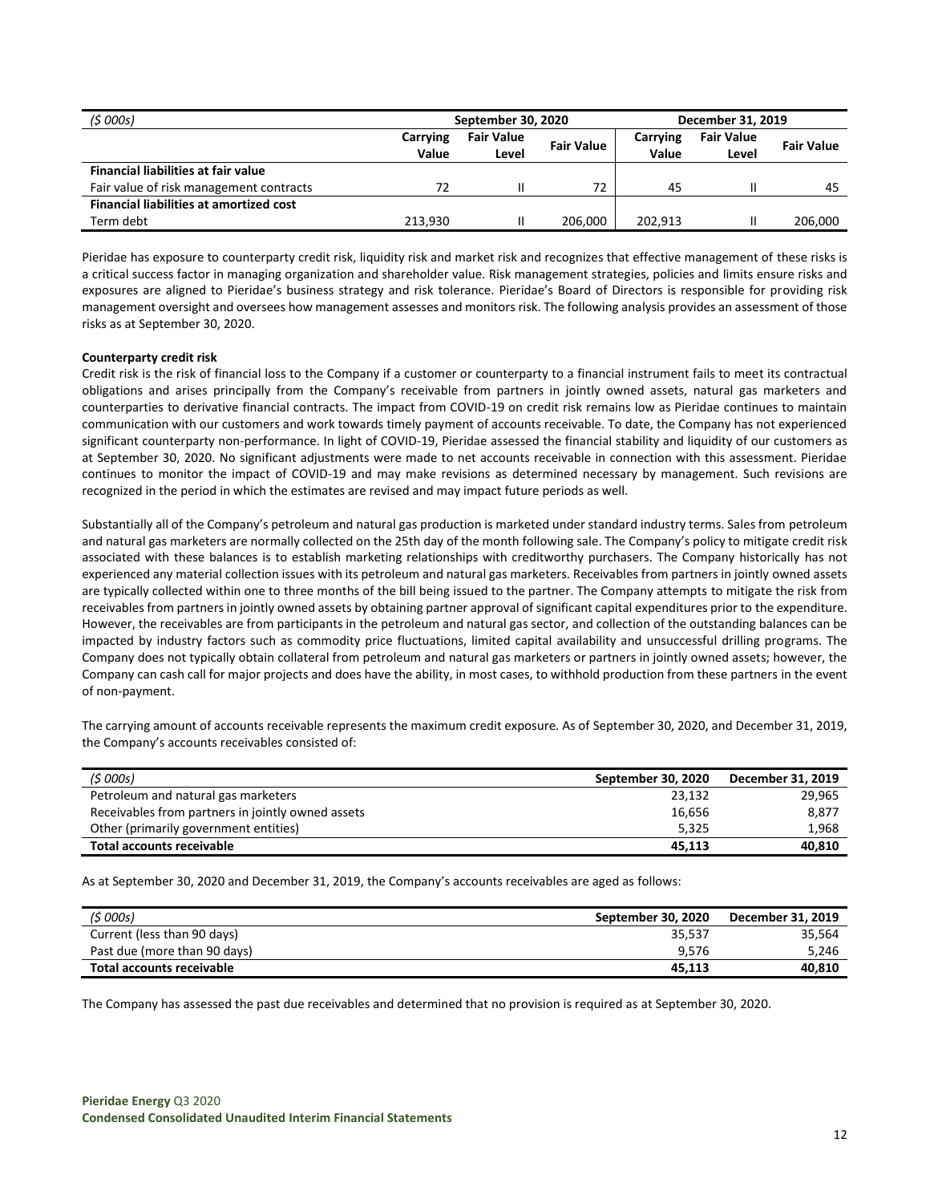| ($ 000s) | September 30, 2020 | | | December 31, 2019 | | |
|---|---|---|---|---|---|---|
| | Carrying Value | Fair Value Level | Fair Value | Carrying Value | Fair Value Level | Fair Value |
| **Financial liabilities at fair value** | | | | | | |
| Fair value of risk management contracts | 72 | II | 72 | 45 | II | 45 |
| **Financial liabilities at amortized cost** | | | | | | |
| Term debt | 213,930 | II | 206,000 | 202,913 | II | 206,000 |

Pieridae has exposure to counterparty credit risk, liquidity risk and market risk and recognizes that effective management of these risks is a critical success factor in managing organization and shareholder value. Risk management strategies, policies and limits ensure risks and exposures are aligned to Pieridae's business strategy and risk tolerance. Pieridae's Board of Directors is responsible for providing risk management oversight and oversees how management assesses and monitors risk. The following analysis provides an assessment of those risks as at September 30, 2020.

**Counterparty credit risk**

Credit risk is the risk of financial loss to the Company if a customer or counterparty to a financial instrument fails to meet its contractual obligations and arises principally from the Company's receivable from partners in jointly owned assets, natural gas marketers and counterparties to derivative financial contracts. The impact from COVID-19 on credit risk remains low as Pieridae continues to maintain communication with our customers and work towards timely payment of accounts receivable. To date, the Company has not experienced significant counterparty non-performance. In light of COVID-19, Pieridae assessed the financial stability and liquidity of our customers as at September 30, 2020. No significant adjustments were made to net accounts receivable in connection with this assessment. Pieridae continues to monitor the impact of COVID-19 and may make revisions as determined necessary by management. Such revisions are recognized in the period in which the estimates are revised and may impact future periods as well.

Substantially all of the Company's petroleum and natural gas production is marketed under standard industry terms. Sales from petroleum and natural gas marketers are normally collected on the 25th day of the month following sale. The Company's policy to mitigate credit risk associated with these balances is to establish marketing relationships with creditworthy purchasers. The Company historically has not experienced any material collection issues with its petroleum and natural gas marketers. Receivables from partners in jointly owned assets are typically collected within one to three months of the bill being issued to the partner. The Company attempts to mitigate the risk from receivables from partners in jointly owned assets by obtaining partner approval of significant capital expenditures prior to the expenditure. However, the receivables are from participants in the petroleum and natural gas sector, and collection of the outstanding balances can be impacted by industry factors such as commodity price fluctuations, limited capital availability and unsuccessful drilling programs. The Company does not typically obtain collateral from petroleum and natural gas marketers or partners in jointly owned assets; however, the Company can cash call for major projects and does have the ability, in most cases, to withhold production from these partners in the event of non-payment.

The carrying amount of accounts receivable represents the maximum credit exposure. As of September 30, 2020, and December 31, 2019, the Company's accounts receivables consisted of:

| ($ 000s) | September 30, 2020 | December 31, 2019 |
|---|---|---|
| Petroleum and natural gas marketers | 23,132 | 29,965 |
| Receivables from partners in jointly owned assets | 16,656 | 8,877 |
| Other (primarily government entities) | 5,325 | 1,968 |
| **Total accounts receivable** | **45,113** | **40,810** |

As at September 30, 2020 and December 31, 2019, the Company's accounts receivables are aged as follows:

| ($ 000s) | September 30, 2020 | December 31, 2019 |
|---|---|---|
| Current (less than 90 days) | 35,537 | 35,564 |
| Past due (more than 90 days) | 9,576 | 5,246 |
| **Total accounts receivable** | **45,113** | **40,810** |

The Company has assessed the past due receivables and determined that no provision is required as at September 30, 2020.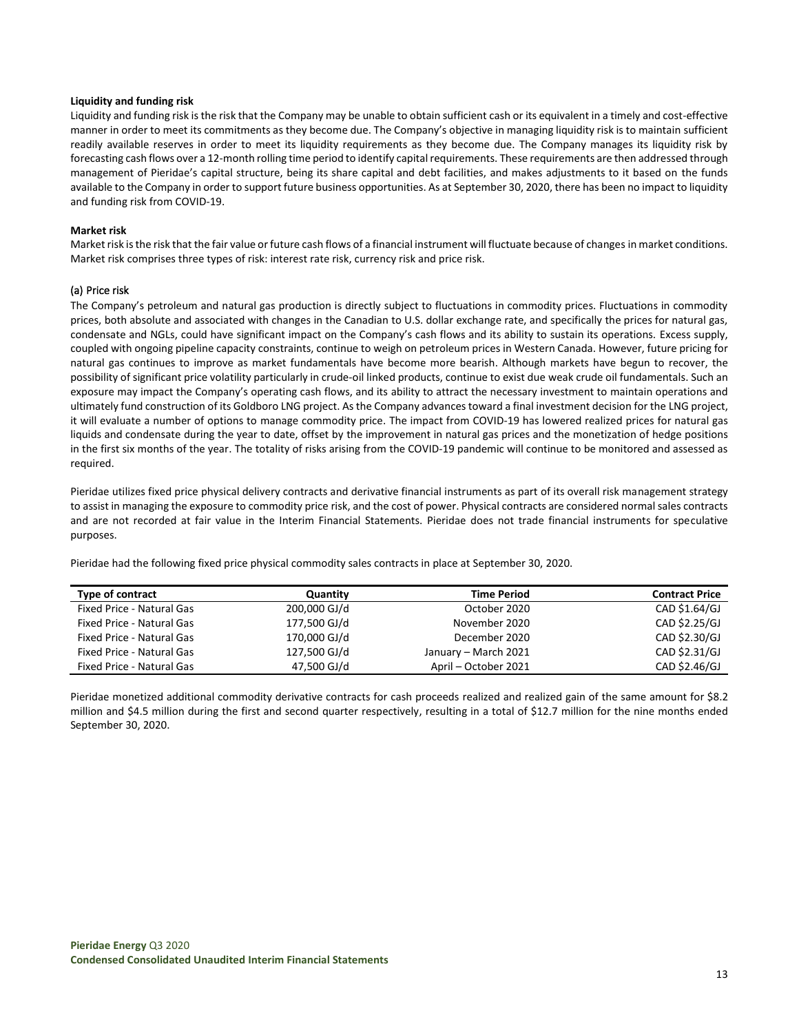**Liquidity and funding risk**

Liquidity and funding risk is the risk that the Company may be unable to obtain sufficient cash or its equivalent in a timely and cost-effective manner in order to meet its commitments as they become due. The Company's objective in managing liquidity risk is to maintain sufficient readily available reserves in order to meet its liquidity requirements as they become due. The Company manages its liquidity risk by forecasting cash flows over a 12-month rolling time period to identify capital requirements. These requirements are then addressed through management of Pieridae's capital structure, being its share capital and debt facilities, and makes adjustments to it based on the funds available to the Company in order to support future business opportunities. As at September 30, 2020, there has been no impact to liquidity and funding risk from COVID-19.

**Market risk**

Market risk is the risk that the fair value or future cash flows of a financial instrument will fluctuate because of changes in market conditions. Market risk comprises three types of risk: interest rate risk, currency risk and price risk.

(a) Price risk

The Company's petroleum and natural gas production is directly subject to fluctuations in commodity prices. Fluctuations in commodity prices, both absolute and associated with changes in the Canadian to U.S. dollar exchange rate, and specifically the prices for natural gas, condensate and NGLs, could have significant impact on the Company's cash flows and its ability to sustain its operations. Excess supply, coupled with ongoing pipeline capacity constraints, continue to weigh on petroleum prices in Western Canada. However, future pricing for natural gas continues to improve as market fundamentals have become more bearish. Although markets have begun to recover, the possibility of significant price volatility particularly in crude-oil linked products, continue to exist due weak crude oil fundamentals. Such an exposure may impact the Company's operating cash flows, and its ability to attract the necessary investment to maintain operations and ultimately fund construction of its Goldboro LNG project. As the Company advances toward a final investment decision for the LNG project, it will evaluate a number of options to manage commodity price. The impact from COVID-19 has lowered realized prices for natural gas liquids and condensate during the year to date, offset by the improvement in natural gas prices and the monetization of hedge positions in the first six months of the year. The totality of risks arising from the COVID-19 pandemic will continue to be monitored and assessed as required.

Pieridae utilizes fixed price physical delivery contracts and derivative financial instruments as part of its overall risk management strategy to assist in managing the exposure to commodity price risk, and the cost of power. Physical contracts are considered normal sales contracts and are not recorded at fair value in the Interim Financial Statements. Pieridae does not trade financial instruments for speculative purposes.

Pieridae had the following fixed price physical commodity sales contracts in place at September 30, 2020.

| Type of contract | Quantity | Time Period | Contract Price |
|---|---|---|---|
| Fixed Price - Natural Gas | 200,000 GJ/d | October 2020 | CAD $1.64/GJ |
| Fixed Price - Natural Gas | 177,500 GJ/d | November 2020 | CAD $2.25/GJ |
| Fixed Price - Natural Gas | 170,000 GJ/d | December 2020 | CAD $2.30/GJ |
| Fixed Price - Natural Gas | 127,500 GJ/d | January – March 2021 | CAD $2.31/GJ |
| Fixed Price - Natural Gas | 47,500 GJ/d | April – October 2021 | CAD $2.46/GJ |

Pieridae monetized additional commodity derivative contracts for cash proceeds realized and realized gain of the same amount for $8.2 million and $4.5 million during the first and second quarter respectively, resulting in a total of $12.7 million for the nine months ended September 30, 2020.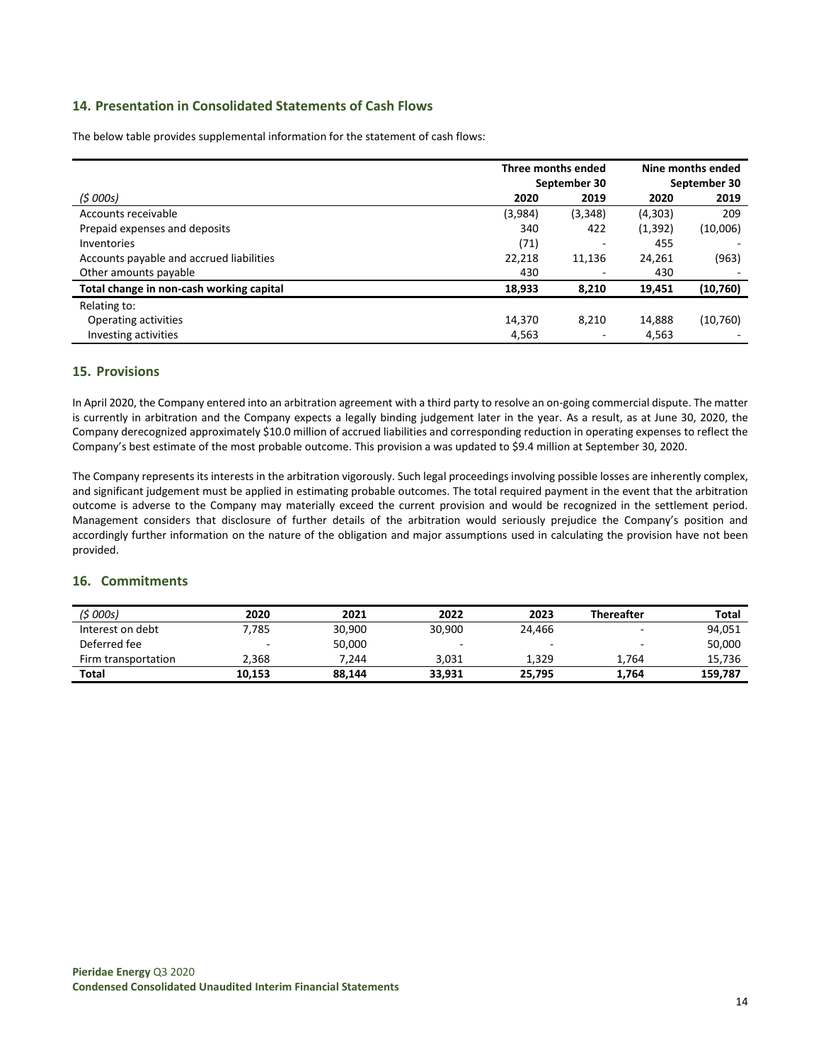## 14. Presentation in Consolidated Statements of Cash Flows

The below table provides supplemental information for the statement of cash flows:

| | Three months ended September 30 | | Nine months ended September 30 | |
|---|---|---|---|---|
| *($ 000s)* | **2020** | **2019** | **2020** | **2019** |
| Accounts receivable | (3,984) | (3,348) | (4,303) | 209 |
| Prepaid expenses and deposits | 340 | 422 | (1,392) | (10,006) |
| Inventories | (71) | - | 455 | - |
| Accounts payable and accrued liabilities | 22,218 | 11,136 | 24,261 | (963) |
| Other amounts payable | 430 | - | 430 | - |
| **Total change in non-cash working capital** | **18,933** | **8,210** | **19,451** | **(10,760)** |
| Relating to: | | | | |
| Operating activities | 14,370 | 8,210 | 14,888 | (10,760) |
| Investing activities | 4,563 | - | 4,563 | - |

## 15. Provisions

In April 2020, the Company entered into an arbitration agreement with a third party to resolve an on-going commercial dispute. The matter is currently in arbitration and the Company expects a legally binding judgement later in the year. As a result, as at June 30, 2020, the Company derecognized approximately $10.0 million of accrued liabilities and corresponding reduction in operating expenses to reflect the Company's best estimate of the most probable outcome. This provision a was updated to $9.4 million at September 30, 2020.

The Company represents its interests in the arbitration vigorously. Such legal proceedings involving possible losses are inherently complex, and significant judgement must be applied in estimating probable outcomes. The total required payment in the event that the arbitration outcome is adverse to the Company may materially exceed the current provision and would be recognized in the settlement period. Management considers that disclosure of further details of the arbitration would seriously prejudice the Company's position and accordingly further information on the nature of the obligation and major assumptions used in calculating the provision have not been provided.

## 16. Commitments

| *($ 000s)* | **2020** | **2021** | **2022** | **2023** | **Thereafter** | **Total** |
|---|---|---|---|---|---|---|
| Interest on debt | 7,785 | 30,900 | 30,900 | 24,466 | - | 94,051 |
| Deferred fee | - | 50,000 | - | - | - | 50,000 |
| Firm transportation | 2,368 | 7,244 | 3,031 | 1,329 | 1,764 | 15,736 |
| **Total** | **10,153** | **88,144** | **33,931** | **25,795** | **1,764** | **159,787** |